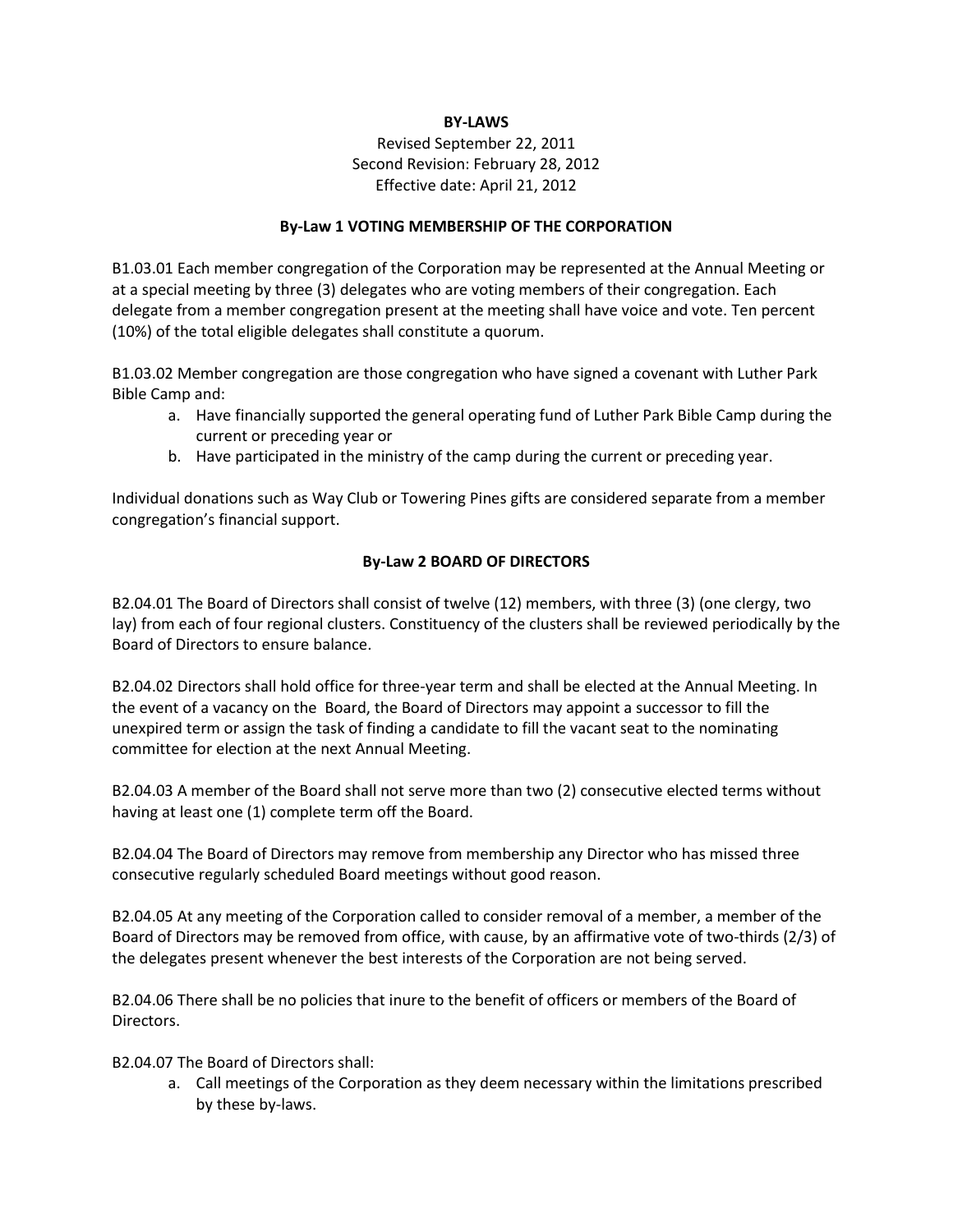# BY-LAWS

Revised September 22, 2011
Second Revision: February 28, 2012
Effective date: April 21, 2012

## By-Law 1 VOTING MEMBERSHIP OF THE CORPORATION

B1.03.01 Each member congregation of the Corporation may be represented at the Annual Meeting or at a special meeting by three (3) delegates who are voting members of their congregation. Each delegate from a member congregation present at the meeting shall have voice and vote. Ten percent (10%) of the total eligible delegates shall constitute a quorum.

B1.03.02 Member congregation are those congregation who have signed a covenant with Luther Park Bible Camp and:

a. Have financially supported the general operating fund of Luther Park Bible Camp during the current or preceding year or
b. Have participated in the ministry of the camp during the current or preceding year.

Individual donations such as Way Club or Towering Pines gifts are considered separate from a member congregation's financial support.

## By-Law 2 BOARD OF DIRECTORS

B2.04.01 The Board of Directors shall consist of twelve (12) members, with three (3) (one clergy, two lay) from each of four regional clusters. Constituency of the clusters shall be reviewed periodically by the Board of Directors to ensure balance.

B2.04.02 Directors shall hold office for three-year term and shall be elected at the Annual Meeting. In the event of a vacancy on the Board, the Board of Directors may appoint a successor to fill the unexpired term or assign the task of finding a candidate to fill the vacant seat to the nominating committee for election at the next Annual Meeting.

B2.04.03 A member of the Board shall not serve more than two (2) consecutive elected terms without having at least one (1) complete term off the Board.

B2.04.04 The Board of Directors may remove from membership any Director who has missed three consecutive regularly scheduled Board meetings without good reason.

B2.04.05 At any meeting of the Corporation called to consider removal of a member, a member of the Board of Directors may be removed from office, with cause, by an affirmative vote of two-thirds (2/3) of the delegates present whenever the best interests of the Corporation are not being served.

B2.04.06 There shall be no policies that inure to the benefit of officers or members of the Board of Directors.

B2.04.07 The Board of Directors shall:

a. Call meetings of the Corporation as they deem necessary within the limitations prescribed by these by-laws.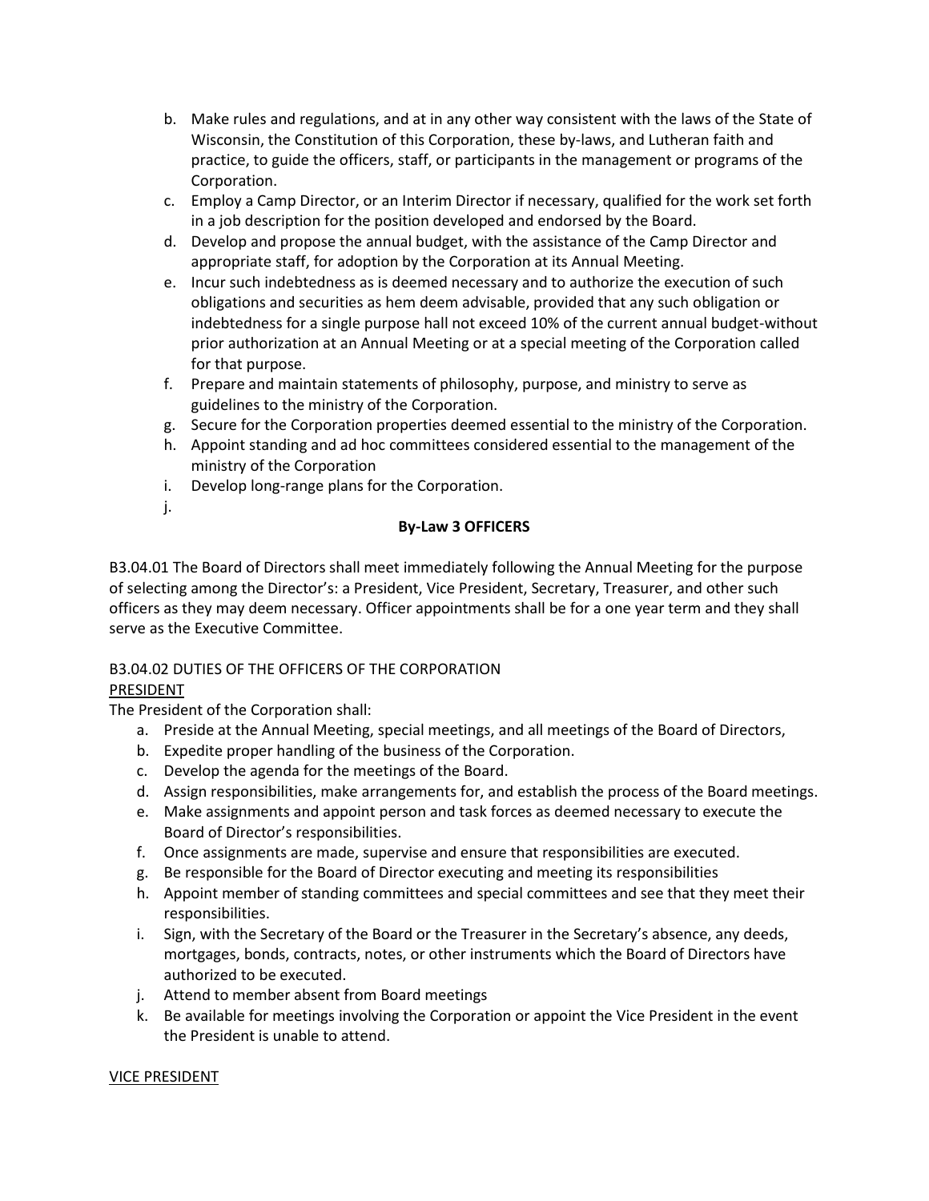b. Make rules and regulations, and at in any other way consistent with the laws of the State of Wisconsin, the Constitution of this Corporation, these by-laws, and Lutheran faith and practice, to guide the officers, staff, or participants in the management or programs of the Corporation.
c. Employ a Camp Director, or an Interim Director if necessary, qualified for the work set forth in a job description for the position developed and endorsed by the Board.
d. Develop and propose the annual budget, with the assistance of the Camp Director and appropriate staff, for adoption by the Corporation at its Annual Meeting.
e. Incur such indebtedness as is deemed necessary and to authorize the execution of such obligations and securities as hem deem advisable, provided that any such obligation or indebtedness for a single purpose hall not exceed 10% of the current annual budget-without prior authorization at an Annual Meeting or at a special meeting of the Corporation called for that purpose.
f. Prepare and maintain statements of philosophy, purpose, and ministry to serve as guidelines to the ministry of the Corporation.
g. Secure for the Corporation properties deemed essential to the ministry of the Corporation.
h. Appoint standing and ad hoc committees considered essential to the management of the ministry of the Corporation
i. Develop long-range plans for the Corporation.
j.

**By-Law 3 OFFICERS**

B3.04.01 The Board of Directors shall meet immediately following the Annual Meeting for the purpose of selecting among the Director's: a President, Vice President, Secretary, Treasurer, and other such officers as they may deem necessary. Officer appointments shall be for a one year term and they shall serve as the Executive Committee.

B3.04.02 DUTIES OF THE OFFICERS OF THE CORPORATION

<u>PRESIDENT</u>

The President of the Corporation shall:

a. Preside at the Annual Meeting, special meetings, and all meetings of the Board of Directors,
b. Expedite proper handling of the business of the Corporation.
c. Develop the agenda for the meetings of the Board.
d. Assign responsibilities, make arrangements for, and establish the process of the Board meetings.
e. Make assignments and appoint person and task forces as deemed necessary to execute the Board of Director's responsibilities.
f. Once assignments are made, supervise and ensure that responsibilities are executed.
g. Be responsible for the Board of Director executing and meeting its responsibilities
h. Appoint member of standing committees and special committees and see that they meet their responsibilities.
i. Sign, with the Secretary of the Board or the Treasurer in the Secretary's absence, any deeds, mortgages, bonds, contracts, notes, or other instruments which the Board of Directors have authorized to be executed.
j. Attend to member absent from Board meetings
k. Be available for meetings involving the Corporation or appoint the Vice President in the event the President is unable to attend.

<u>VICE PRESIDENT</u>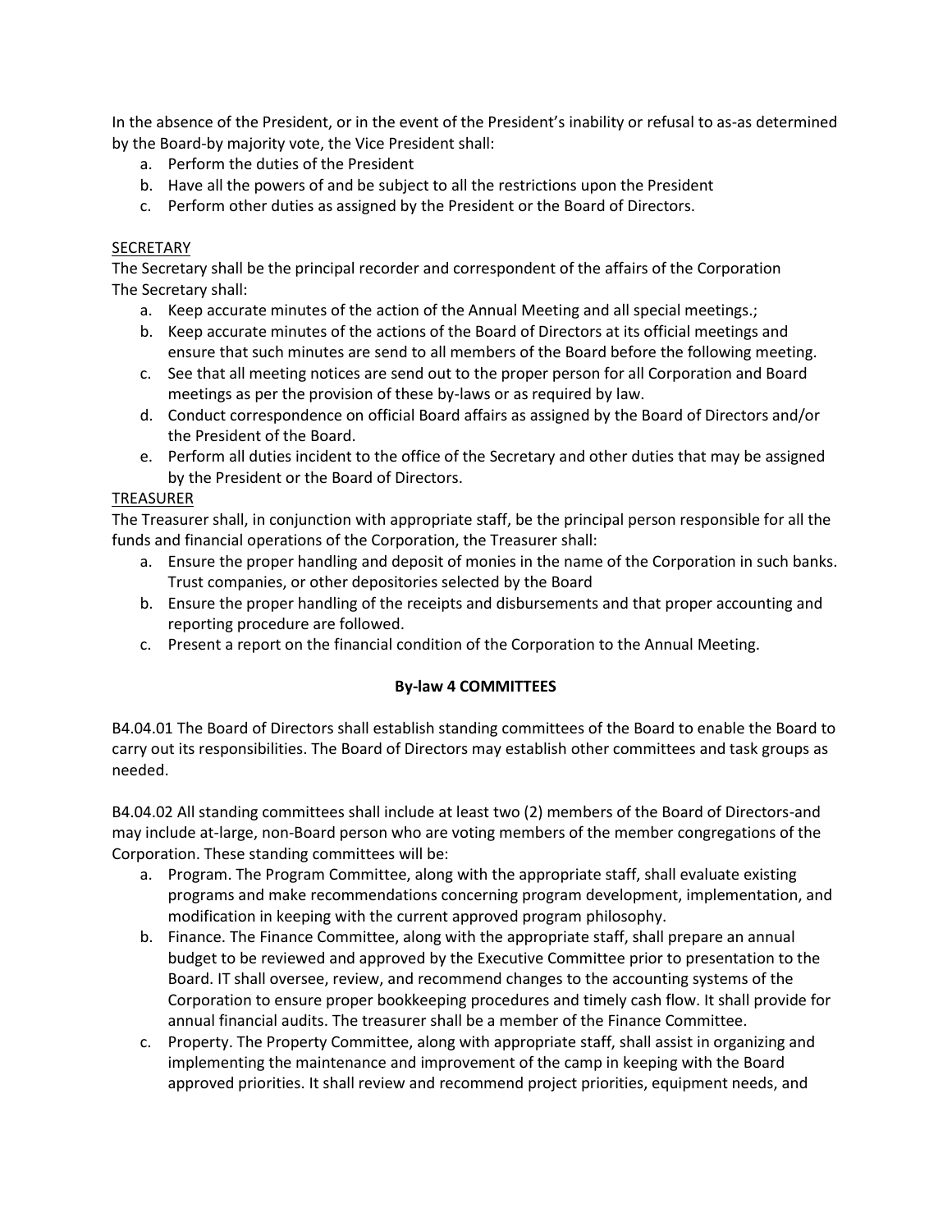In the absence of the President, or in the event of the President's inability or refusal to as-as determined by the Board-by majority vote, the Vice President shall:

a. Perform the duties of the President
b. Have all the powers of and be subject to all the restrictions upon the President
c. Perform other duties as assigned by the President or the Board of Directors.

<u>SECRETARY</u>

The Secretary shall be the principal recorder and correspondent of the affairs of the Corporation
The Secretary shall:

a. Keep accurate minutes of the action of the Annual Meeting and all special meetings.;
b. Keep accurate minutes of the actions of the Board of Directors at its official meetings and ensure that such minutes are send to all members of the Board before the following meeting.
c. See that all meeting notices are send out to the proper person for all Corporation and Board meetings as per the provision of these by-laws or as required by law.
d. Conduct correspondence on official Board affairs as assigned by the Board of Directors and/or the President of the Board.
e. Perform all duties incident to the office of the Secretary and other duties that may be assigned by the President or the Board of Directors.

<u>TREASURER</u>

The Treasurer shall, in conjunction with appropriate staff, be the principal person responsible for all the funds and financial operations of the Corporation, the Treasurer shall:

a. Ensure the proper handling and deposit of monies in the name of the Corporation in such banks. Trust companies, or other depositories selected by the Board
b. Ensure the proper handling of the receipts and disbursements and that proper accounting and reporting procedure are followed.
c. Present a report on the financial condition of the Corporation to the Annual Meeting.

**By-law 4 COMMITTEES**

B4.04.01 The Board of Directors shall establish standing committees of the Board to enable the Board to carry out its responsibilities. The Board of Directors may establish other committees and task groups as needed.

B4.04.02 All standing committees shall include at least two (2) members of the Board of Directors-and may include at-large, non-Board person who are voting members of the member congregations of the Corporation. These standing committees will be:

a. Program. The Program Committee, along with the appropriate staff, shall evaluate existing programs and make recommendations concerning program development, implementation, and modification in keeping with the current approved program philosophy.
b. Finance. The Finance Committee, along with the appropriate staff, shall prepare an annual budget to be reviewed and approved by the Executive Committee prior to presentation to the Board. IT shall oversee, review, and recommend changes to the accounting systems of the Corporation to ensure proper bookkeeping procedures and timely cash flow. It shall provide for annual financial audits. The treasurer shall be a member of the Finance Committee.
c. Property. The Property Committee, along with appropriate staff, shall assist in organizing and implementing the maintenance and improvement of the camp in keeping with the Board approved priorities. It shall review and recommend project priorities, equipment needs, and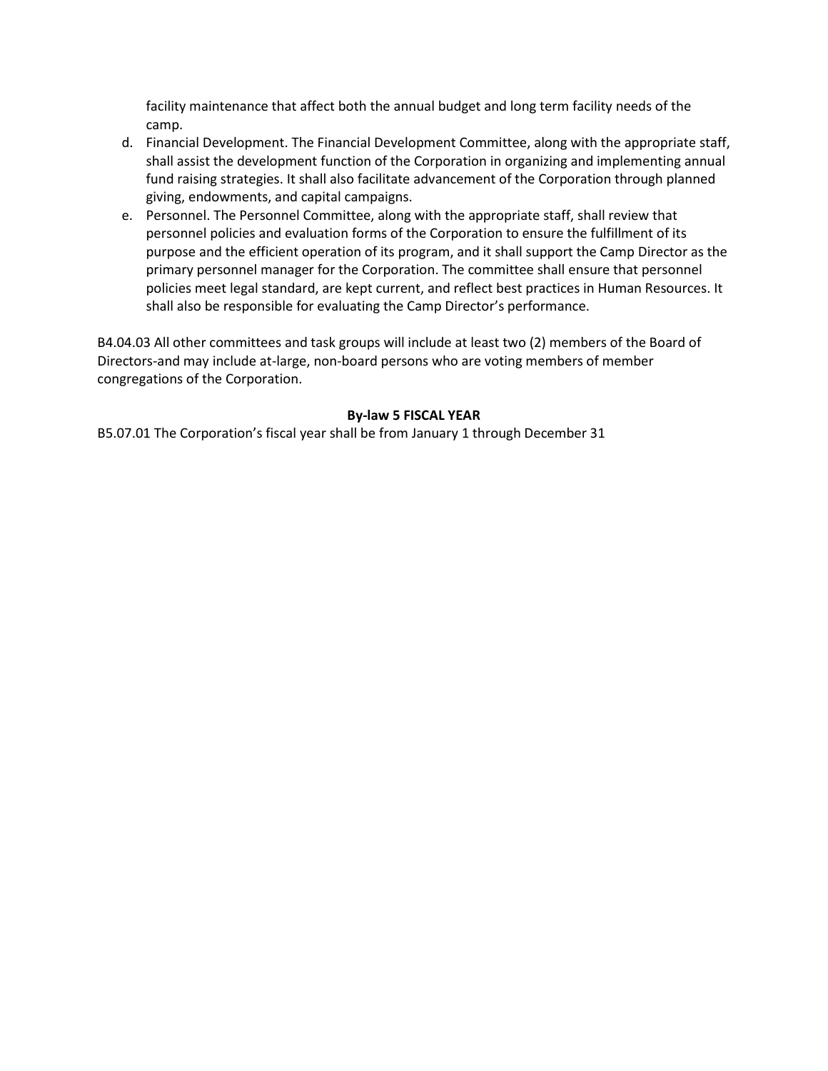facility maintenance that affect both the annual budget and long term facility needs of the camp.

d. Financial Development. The Financial Development Committee, along with the appropriate staff, shall assist the development function of the Corporation in organizing and implementing annual fund raising strategies. It shall also facilitate advancement of the Corporation through planned giving, endowments, and capital campaigns.
e. Personnel. The Personnel Committee, along with the appropriate staff, shall review that personnel policies and evaluation forms of the Corporation to ensure the fulfillment of its purpose and the efficient operation of its program, and it shall support the Camp Director as the primary personnel manager for the Corporation. The committee shall ensure that personnel policies meet legal standard, are kept current, and reflect best practices in Human Resources. It shall also be responsible for evaluating the Camp Director's performance.

B4.04.03 All other committees and task groups will include at least two (2) members of the Board of Directors-and may include at-large, non-board persons who are voting members of member congregations of the Corporation.

**By-law 5 FISCAL YEAR**

B5.07.01 The Corporation's fiscal year shall be from January 1 through December 31